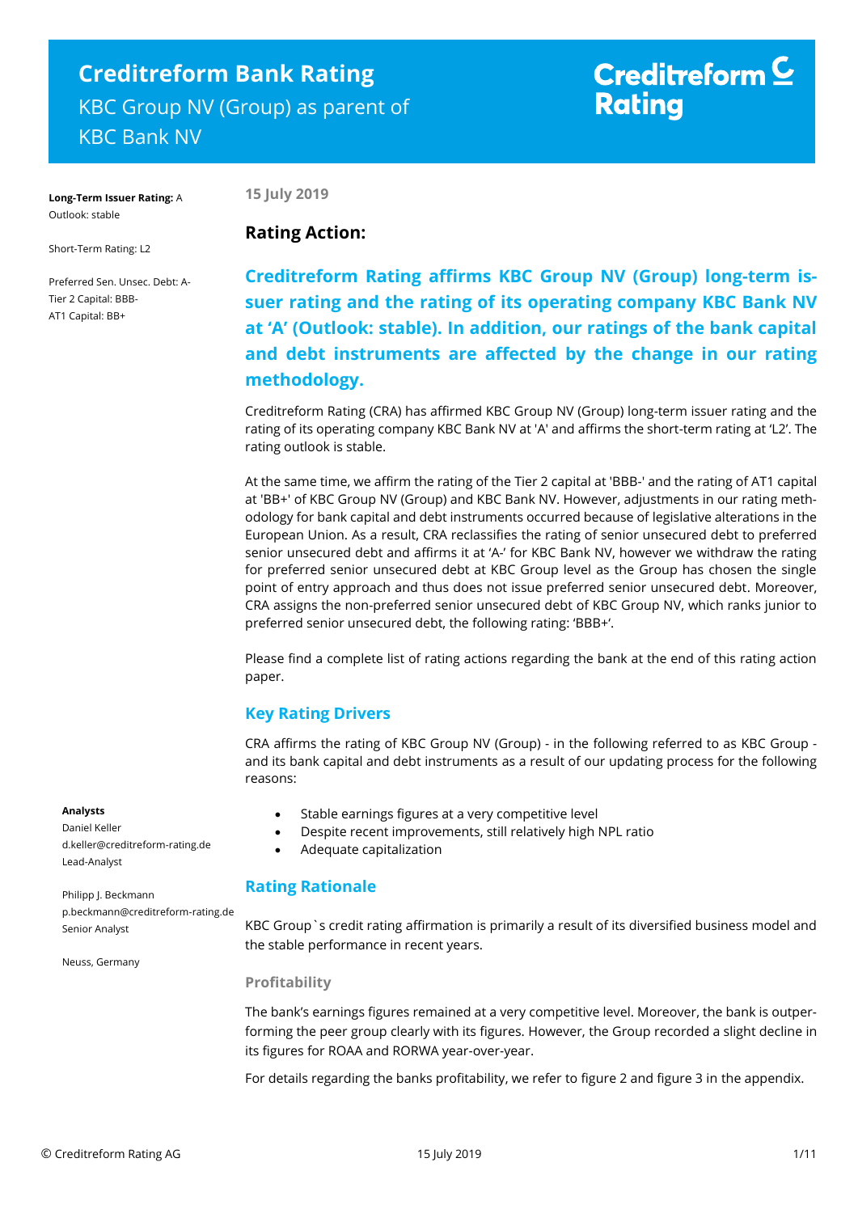# Creditreform Bank Rating

KBC Group NV (Group) as parent of KBC Bank NV

Creditreform Rating

**Long-Term Issuer Rating:** A
Outlook: stable

Short-Term Rating: L2

Preferred Sen. Unsec. Debt: A-
Tier 2 Capital: BBB-
AT1 Capital: BB+

**Analysts**
Daniel Keller
d.keller@creditreform-rating.de
Lead-Analyst

Philipp J. Beckmann
p.beckmann@creditreform-rating.de
Senior Analyst

Neuss, Germany

**15 July 2019**

## Rating Action:

**Creditreform Rating affirms KBC Group NV (Group) long-term issuer rating and the rating of its operating company KBC Bank NV at 'A' (Outlook: stable). In addition, our ratings of the bank capital and debt instruments are affected by the change in our rating methodology.**

Creditreform Rating (CRA) has affirmed KBC Group NV (Group) long-term issuer rating and the rating of its operating company KBC Bank NV at 'A' and affirms the short-term rating at 'L2'. The rating outlook is stable.

At the same time, we affirm the rating of the Tier 2 capital at 'BBB-' and the rating of AT1 capital at 'BB+' of KBC Group NV (Group) and KBC Bank NV. However, adjustments in our rating methodology for bank capital and debt instruments occurred because of legislative alterations in the European Union. As a result, CRA reclassifies the rating of senior unsecured debt to preferred senior unsecured debt and affirms it at 'A-' for KBC Bank NV, however we withdraw the rating for preferred senior unsecured debt at KBC Group level as the Group has chosen the single point of entry approach and thus does not issue preferred senior unsecured debt. Moreover, CRA assigns the non-preferred senior unsecured debt of KBC Group NV, which ranks junior to preferred senior unsecured debt, the following rating: 'BBB+'.

Please find a complete list of rating actions regarding the bank at the end of this rating action paper.

## Key Rating Drivers

CRA affirms the rating of KBC Group NV (Group) - in the following referred to as KBC Group - and its bank capital and debt instruments as a result of our updating process for the following reasons:

- Stable earnings figures at a very competitive level
- Despite recent improvements, still relatively high NPL ratio
- Adequate capitalization

## Rating Rationale

KBC Group`s credit rating affirmation is primarily a result of its diversified business model and the stable performance in recent years.

### Profitability

The bank's earnings figures remained at a very competitive level. Moreover, the bank is outperforming the peer group clearly with its figures. However, the Group recorded a slight decline in its figures for ROAA and RORWA year-over-year.

For details regarding the banks profitability, we refer to figure 2 and figure 3 in the appendix.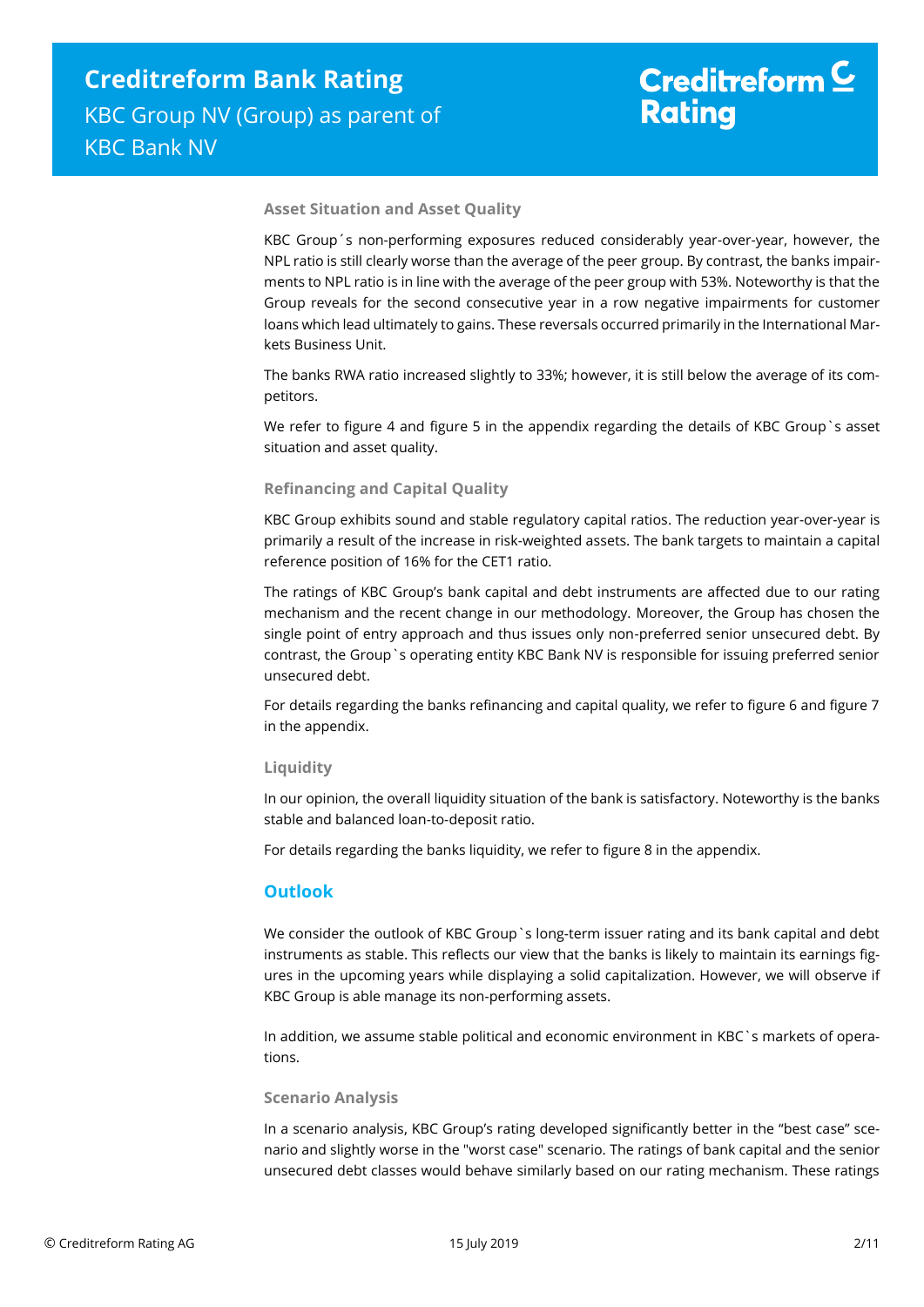### Asset Situation and Asset Quality

KBC Group´s non-performing exposures reduced considerably year-over-year, however, the NPL ratio is still clearly worse than the average of the peer group. By contrast, the banks impairments to NPL ratio is in line with the average of the peer group with 53%. Noteworthy is that the Group reveals for the second consecutive year in a row negative impairments for customer loans which lead ultimately to gains. These reversals occurred primarily in the International Markets Business Unit.

The banks RWA ratio increased slightly to 33%; however, it is still below the average of its competitors.

We refer to figure 4 and figure 5 in the appendix regarding the details of KBC Group`s asset situation and asset quality.

### Refinancing and Capital Quality

KBC Group exhibits sound and stable regulatory capital ratios. The reduction year-over-year is primarily a result of the increase in risk-weighted assets. The bank targets to maintain a capital reference position of 16% for the CET1 ratio.

The ratings of KBC Group's bank capital and debt instruments are affected due to our rating mechanism and the recent change in our methodology. Moreover, the Group has chosen the single point of entry approach and thus issues only non-preferred senior unsecured debt. By contrast, the Group`s operating entity KBC Bank NV is responsible for issuing preferred senior unsecured debt.

For details regarding the banks refinancing and capital quality, we refer to figure 6 and figure 7 in the appendix.

### Liquidity

In our opinion, the overall liquidity situation of the bank is satisfactory. Noteworthy is the banks stable and balanced loan-to-deposit ratio.

For details regarding the banks liquidity, we refer to figure 8 in the appendix.

## Outlook

We consider the outlook of KBC Group`s long-term issuer rating and its bank capital and debt instruments as stable. This reflects our view that the banks is likely to maintain its earnings figures in the upcoming years while displaying a solid capitalization. However, we will observe if KBC Group is able manage its non-performing assets.

In addition, we assume stable political and economic environment in KBC`s markets of operations.

### Scenario Analysis

In a scenario analysis, KBC Group's rating developed significantly better in the "best case" scenario and slightly worse in the "worst case" scenario. The ratings of bank capital and the senior unsecured debt classes would behave similarly based on our rating mechanism. These ratings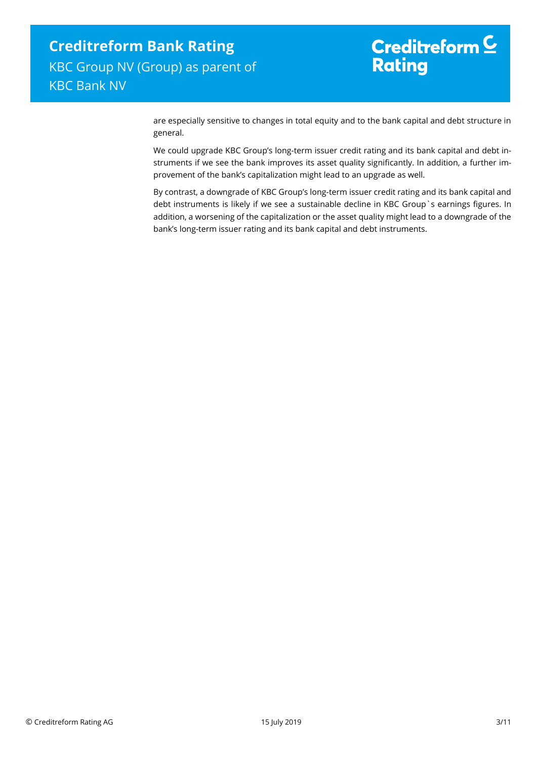are especially sensitive to changes in total equity and to the bank capital and debt structure in general.

We could upgrade KBC Group's long-term issuer credit rating and its bank capital and debt instruments if we see the bank improves its asset quality significantly. In addition, a further improvement of the bank's capitalization might lead to an upgrade as well.

By contrast, a downgrade of KBC Group's long-term issuer credit rating and its bank capital and debt instruments is likely if we see a sustainable decline in KBC Group`s earnings figures. In addition, a worsening of the capitalization or the asset quality might lead to a downgrade of the bank's long-term issuer rating and its bank capital and debt instruments.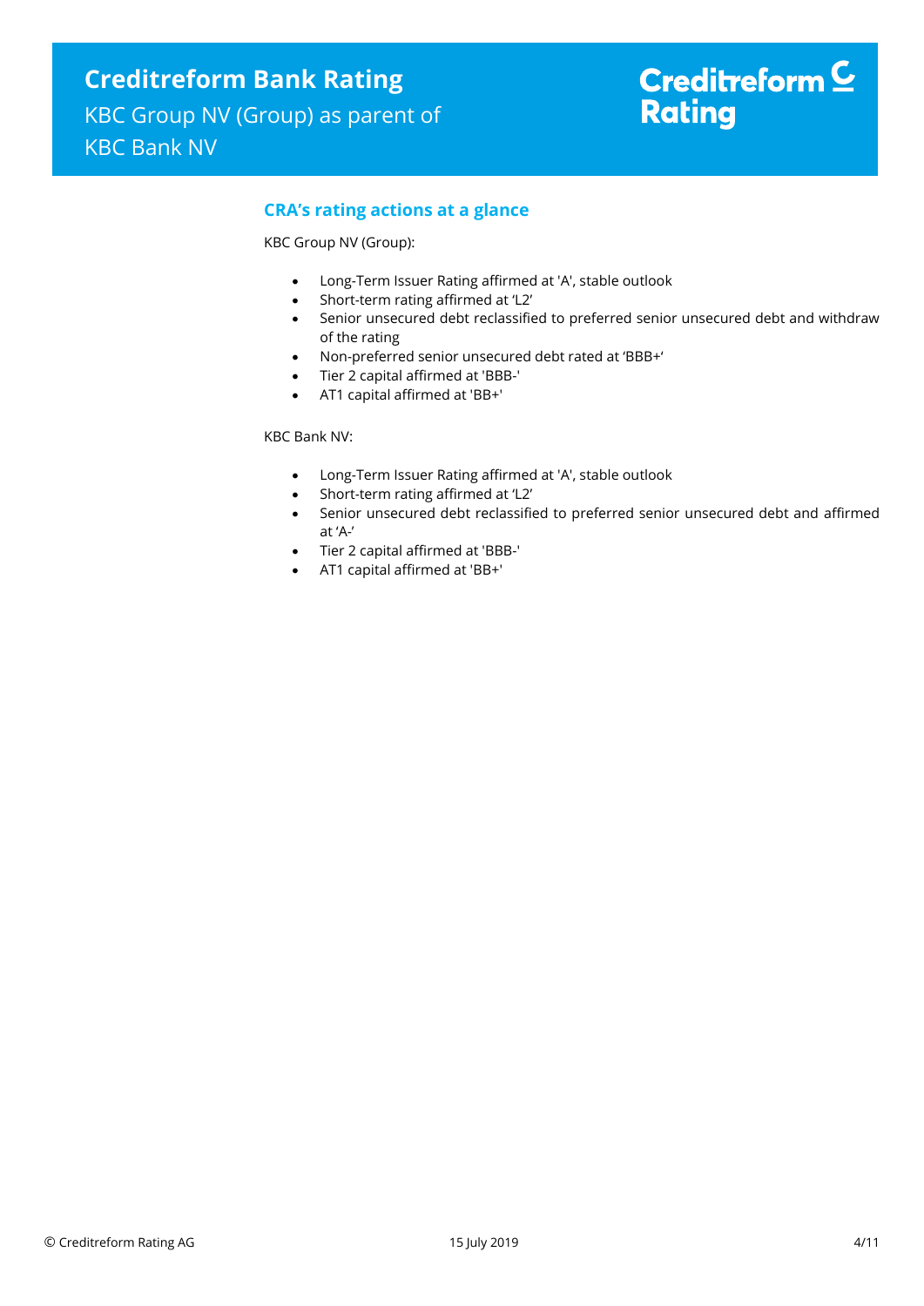## CRA's rating actions at a glance

KBC Group NV (Group):

- Long-Term Issuer Rating affirmed at 'A', stable outlook
- Short-term rating affirmed at 'L2'
- Senior unsecured debt reclassified to preferred senior unsecured debt and withdraw of the rating
- Non-preferred senior unsecured debt rated at 'BBB+'
- Tier 2 capital affirmed at 'BBB-'
- AT1 capital affirmed at 'BB+'

KBC Bank NV:

- Long-Term Issuer Rating affirmed at 'A', stable outlook
- Short-term rating affirmed at 'L2'
- Senior unsecured debt reclassified to preferred senior unsecured debt and affirmed at 'A-'
- Tier 2 capital affirmed at 'BBB-'
- AT1 capital affirmed at 'BB+'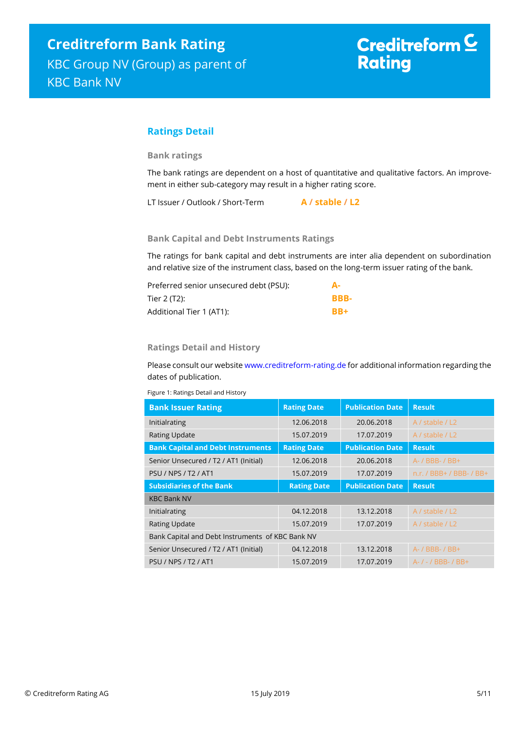## Ratings Detail

### Bank ratings

The bank ratings are dependent on a host of quantitative and qualitative factors. An improvement in either sub-category may result in a higher rating score.

LT Issuer / Outlook / Short-Term **A / stable / L2**

### Bank Capital and Debt Instruments Ratings

The ratings for bank capital and debt instruments are inter alia dependent on subordination and relative size of the instrument class, based on the long-term issuer rating of the bank.

| | |
|---|---|
| Preferred senior unsecured debt (PSU): | **A-** |
| Tier 2 (T2): | **BBB-** |
| Additional Tier 1 (AT1): | **BB+** |

### Ratings Detail and History

Please consult our website www.creditreform-rating.de for additional information regarding the dates of publication.

Figure 1: Ratings Detail and History

| Bank Issuer Rating | Rating Date | Publication Date | Result |
|---|---|---|---|
| Initialrating | 12.06.2018 | 20.06.2018 | A / stable / L2 |
| Rating Update | 15.07.2019 | 17.07.2019 | A / stable / L2 |
| **Bank Capital and Debt Instruments** | **Rating Date** | **Publication Date** | **Result** |
| Senior Unsecured / T2 / AT1 (Initial) | 12.06.2018 | 20.06.2018 | A- / BBB- / BB+ |
| PSU / NPS / T2 / AT1 | 15.07.2019 | 17.07.2019 | n.r. / BBB+ / BBB- / BB+ |
| **Subsidiaries of the Bank** | **Rating Date** | **Publication Date** | **Result** |
| KBC Bank NV | | | |
| Initialrating | 04.12.2018 | 13.12.2018 | A / stable / L2 |
| Rating Update | 15.07.2019 | 17.07.2019 | A / stable / L2 |
| Bank Capital and Debt Instruments of KBC Bank NV | | | |
| Senior Unsecured / T2 / AT1 (Initial) | 04.12.2018 | 13.12.2018 | A- / BBB- / BB+ |
| PSU / NPS / T2 / AT1 | 15.07.2019 | 17.07.2019 | A- / - / BBB- / BB+ |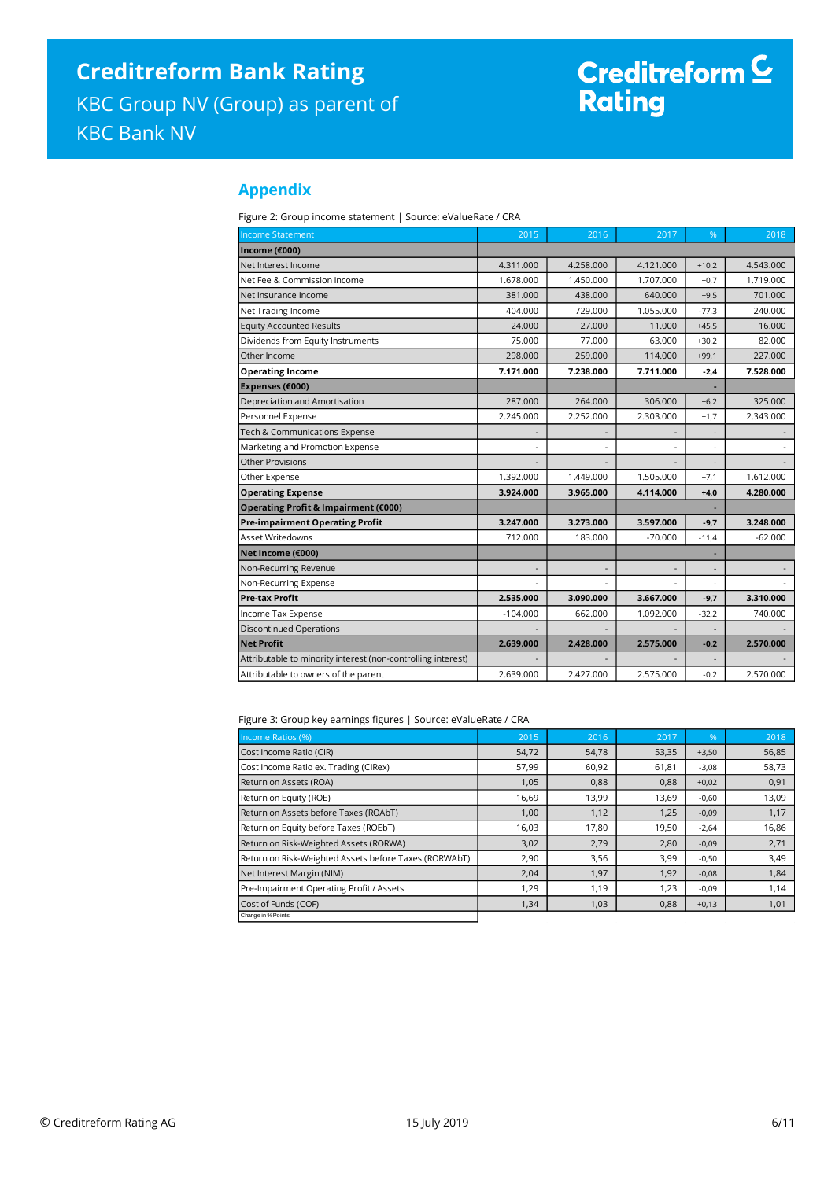## Appendix

Figure 2: Group income statement | Source: eValueRate / CRA

| Income Statement | 2015 | 2016 | 2017 | % | 2018 |
|---|---|---|---|---|---|
| **Income (€000)** | | | | | |
| Net Interest Income | 4.311.000 | 4.258.000 | 4.121.000 | +10,2 | 4.543.000 |
| Net Fee & Commission Income | 1.678.000 | 1.450.000 | 1.707.000 | +0,7 | 1.719.000 |
| Net Insurance Income | 381.000 | 438.000 | 640.000 | +9,5 | 701.000 |
| Net Trading Income | 404.000 | 729.000 | 1.055.000 | -77,3 | 240.000 |
| Equity Accounted Results | 24.000 | 27.000 | 11.000 | +45,5 | 16.000 |
| Dividends from Equity Instruments | 75.000 | 77.000 | 63.000 | +30,2 | 82.000 |
| Other Income | 298.000 | 259.000 | 114.000 | +99,1 | 227.000 |
| **Operating Income** | **7.171.000** | **7.238.000** | **7.711.000** | **-2,4** | **7.528.000** |
| **Expenses (€000)** | | | | - | |
| Depreciation and Amortisation | 287.000 | 264.000 | 306.000 | +6,2 | 325.000 |
| Personnel Expense | 2.245.000 | 2.252.000 | 2.303.000 | +1,7 | 2.343.000 |
| Tech & Communications Expense | - | - | - | - | - |
| Marketing and Promotion Expense | - | - | - | - | - |
| Other Provisions | - | - | - | - | - |
| Other Expense | 1.392.000 | 1.449.000 | 1.505.000 | +7,1 | 1.612.000 |
| **Operating Expense** | **3.924.000** | **3.965.000** | **4.114.000** | **+4,0** | **4.280.000** |
| **Operating Profit & Impairment (€000)** | | | | - | |
| **Pre-impairment Operating Profit** | **3.247.000** | **3.273.000** | **3.597.000** | **-9,7** | **3.248.000** |
| Asset Writedowns | 712.000 | 183.000 | -70.000 | -11,4 | -62.000 |
| **Net Income (€000)** | | | | - | |
| Non-Recurring Revenue | - | - | - | - | - |
| Non-Recurring Expense | - | - | - | - | - |
| **Pre-tax Profit** | **2.535.000** | **3.090.000** | **3.667.000** | **-9,7** | **3.310.000** |
| Income Tax Expense | -104.000 | 662.000 | 1.092.000 | -32,2 | 740.000 |
| Discontinued Operations | - | - | - | - | - |
| **Net Profit** | **2.639.000** | **2.428.000** | **2.575.000** | **-0,2** | **2.570.000** |
| Attributable to minority interest (non-controlling interest) | - | - | - | - | - |
| Attributable to owners of the parent | 2.639.000 | 2.427.000 | 2.575.000 | -0,2 | 2.570.000 |

Figure 3: Group key earnings figures | Source: eValueRate / CRA

| Income Ratios (%) | 2015 | 2016 | 2017 | % | 2018 |
|---|---|---|---|---|---|
| Cost Income Ratio (CIR) | 54,72 | 54,78 | 53,35 | +3,50 | 56,85 |
| Cost Income Ratio ex. Trading (CIRex) | 57,99 | 60,92 | 61,81 | -3,08 | 58,73 |
| Return on Assets (ROA) | 1,05 | 0,88 | 0,88 | +0,02 | 0,91 |
| Return on Equity (ROE) | 16,69 | 13,99 | 13,69 | -0,60 | 13,09 |
| Return on Assets before Taxes (ROAbT) | 1,00 | 1,12 | 1,25 | -0,09 | 1,17 |
| Return on Equity before Taxes (ROEbT) | 16,03 | 17,80 | 19,50 | -2,64 | 16,86 |
| Return on Risk-Weighted Assets (RORWA) | 3,02 | 2,79 | 2,80 | -0,09 | 2,71 |
| Return on Risk-Weighted Assets before Taxes (RORWAbT) | 2,90 | 3,56 | 3,99 | -0,50 | 3,49 |
| Net Interest Margin (NIM) | 2,04 | 1,97 | 1,92 | -0,08 | 1,84 |
| Pre-Impairment Operating Profit / Assets | 1,29 | 1,19 | 1,23 | -0,09 | 1,14 |
| Cost of Funds (COF) | 1,34 | 1,03 | 0,88 | +0,13 | 1,01 |

Change in %Points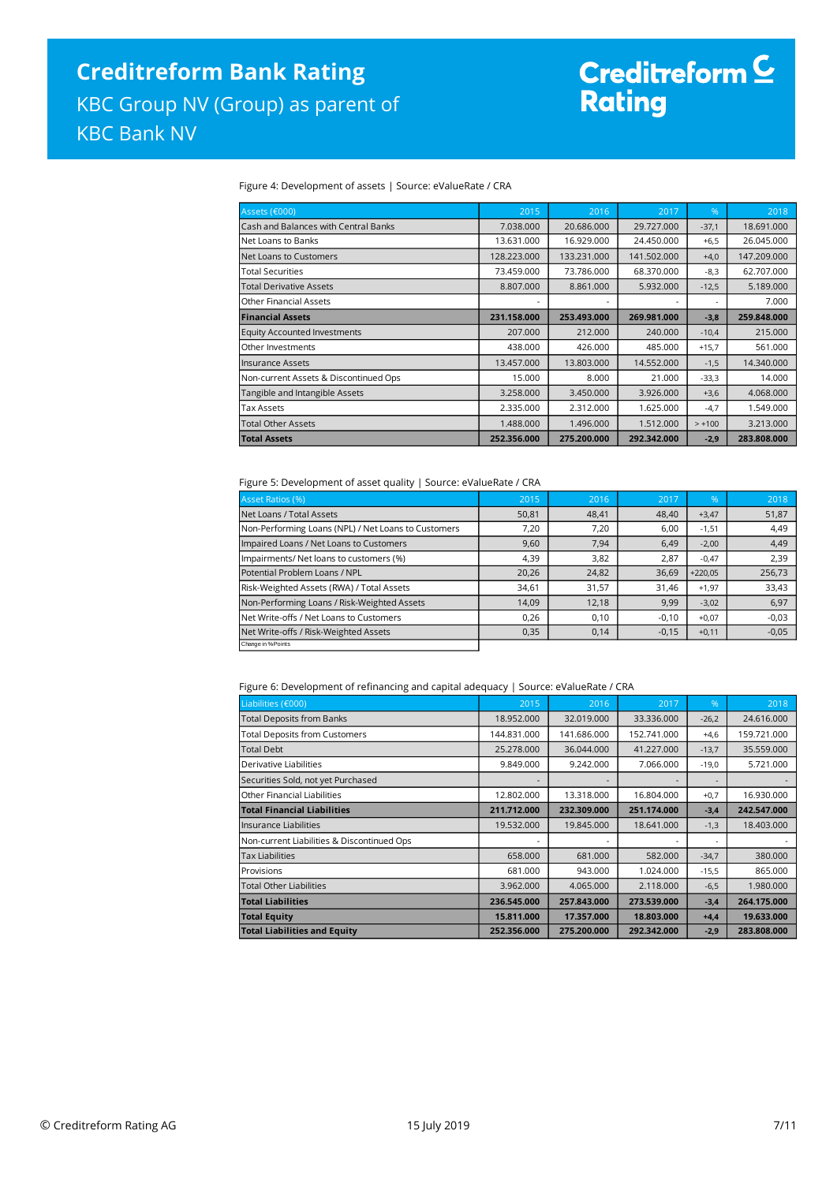Figure 4: Development of assets | Source: eValueRate / CRA

| Assets (€000) | 2015 | 2016 | 2017 | % | 2018 |
|---|---|---|---|---|---|
| Cash and Balances with Central Banks | 7.038.000 | 20.686.000 | 29.727.000 | -37,1 | 18.691.000 |
| Net Loans to Banks | 13.631.000 | 16.929.000 | 24.450.000 | +6,5 | 26.045.000 |
| Net Loans to Customers | 128.223.000 | 133.231.000 | 141.502.000 | +4,0 | 147.209.000 |
| Total Securities | 73.459.000 | 73.786.000 | 68.370.000 | -8,3 | 62.707.000 |
| Total Derivative Assets | 8.807.000 | 8.861.000 | 5.932.000 | -12,5 | 5.189.000 |
| Other Financial Assets | - | - | - | - | 7.000 |
| **Financial Assets** | **231.158.000** | **253.493.000** | **269.981.000** | **-3,8** | **259.848.000** |
| Equity Accounted Investments | 207.000 | 212.000 | 240.000 | -10,4 | 215.000 |
| Other Investments | 438.000 | 426.000 | 485.000 | +15,7 | 561.000 |
| Insurance Assets | 13.457.000 | 13.803.000 | 14.552.000 | -1,5 | 14.340.000 |
| Non-current Assets & Discontinued Ops | 15.000 | 8.000 | 21.000 | -33,3 | 14.000 |
| Tangible and Intangible Assets | 3.258.000 | 3.450.000 | 3.926.000 | +3,6 | 4.068.000 |
| Tax Assets | 2.335.000 | 2.312.000 | 1.625.000 | -4,7 | 1.549.000 |
| Total Other Assets | 1.488.000 | 1.496.000 | 1.512.000 | > +100 | 3.213.000 |
| **Total Assets** | **252.356.000** | **275.200.000** | **292.342.000** | **-2,9** | **283.808.000** |

Figure 5: Development of asset quality | Source: eValueRate / CRA

| Asset Ratios (%) | 2015 | 2016 | 2017 | % | 2018 |
|---|---|---|---|---|---|
| Net Loans / Total Assets | 50,81 | 48,41 | 48,40 | +3,47 | 51,87 |
| Non-Performing Loans (NPL) / Net Loans to Customers | 7,20 | 7,20 | 6,00 | -1,51 | 4,49 |
| Impaired Loans / Net Loans to Customers | 9,60 | 7,94 | 6,49 | -2,00 | 4,49 |
| Impairments/ Net loans to customers (%) | 4,39 | 3,82 | 2,87 | -0,47 | 2,39 |
| Potential Problem Loans / NPL | 20,26 | 24,82 | 36,69 | +220,05 | 256,73 |
| Risk-Weighted Assets (RWA) / Total Assets | 34,61 | 31,57 | 31,46 | +1,97 | 33,43 |
| Non-Performing Loans / Risk-Weighted Assets | 14,09 | 12,18 | 9,99 | -3,02 | 6,97 |
| Net Write-offs / Net Loans to Customers | 0,26 | 0,10 | -0,10 | +0,07 | -0,03 |
| Net Write-offs / Risk-Weighted Assets | 0,35 | 0,14 | -0,15 | +0,11 | -0,05 |

Change in %Points

Figure 6: Development of refinancing and capital adequacy | Source: eValueRate / CRA

| Liabilities (€000) | 2015 | 2016 | 2017 | % | 2018 |
|---|---|---|---|---|---|
| Total Deposits from Banks | 18.952.000 | 32.019.000 | 33.336.000 | -26,2 | 24.616.000 |
| Total Deposits from Customers | 144.831.000 | 141.686.000 | 152.741.000 | +4,6 | 159.721.000 |
| Total Debt | 25.278.000 | 36.044.000 | 41.227.000 | -13,7 | 35.559.000 |
| Derivative Liabilities | 9.849.000 | 9.242.000 | 7.066.000 | -19,0 | 5.721.000 |
| Securities Sold, not yet Purchased | - | - | - | - | - |
| Other Financial Liabilities | 12.802.000 | 13.318.000 | 16.804.000 | +0,7 | 16.930.000 |
| **Total Financial Liabilities** | **211.712.000** | **232.309.000** | **251.174.000** | **-3,4** | **242.547.000** |
| Insurance Liabilities | 19.532.000 | 19.845.000 | 18.641.000 | -1,3 | 18.403.000 |
| Non-current Liabilities & Discontinued Ops | - | - | - | - | - |
| Tax Liabilities | 658.000 | 681.000 | 582.000 | -34,7 | 380.000 |
| Provisions | 681.000 | 943.000 | 1.024.000 | -15,5 | 865.000 |
| Total Other Liabilities | 3.962.000 | 4.065.000 | 2.118.000 | -6,5 | 1.980.000 |
| **Total Liabilities** | **236.545.000** | **257.843.000** | **273.539.000** | **-3,4** | **264.175.000** |
| **Total Equity** | **15.811.000** | **17.357.000** | **18.803.000** | **+4,4** | **19.633.000** |
| **Total Liabilities and Equity** | **252.356.000** | **275.200.000** | **292.342.000** | **-2,9** | **283.808.000** |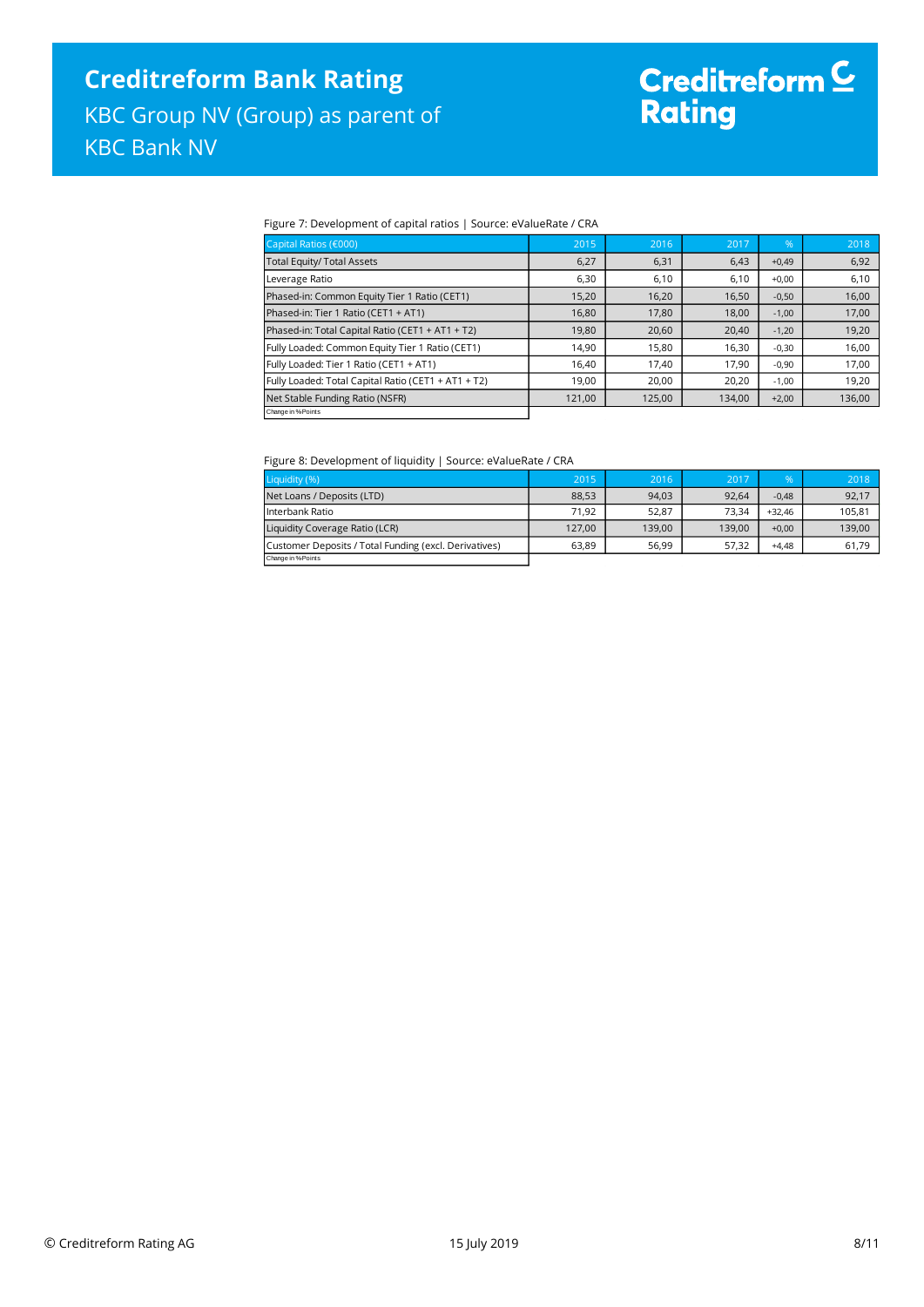Figure 7: Development of capital ratios | Source: eValueRate / CRA

| Capital Ratios (€000) | 2015 | 2016 | 2017 | % | 2018 |
|---|---|---|---|---|---|
| Total Equity/ Total Assets | 6,27 | 6,31 | 6,43 | +0,49 | 6,92 |
| Leverage Ratio | 6,30 | 6,10 | 6,10 | +0,00 | 6,10 |
| Phased-in: Common Equity Tier 1 Ratio (CET1) | 15,20 | 16,20 | 16,50 | -0,50 | 16,00 |
| Phased-in: Tier 1 Ratio (CET1 + AT1) | 16,80 | 17,80 | 18,00 | -1,00 | 17,00 |
| Phased-in: Total Capital Ratio (CET1 + AT1 + T2) | 19,80 | 20,60 | 20,40 | -1,20 | 19,20 |
| Fully Loaded: Common Equity Tier 1 Ratio (CET1) | 14,90 | 15,80 | 16,30 | -0,30 | 16,00 |
| Fully Loaded: Tier 1 Ratio (CET1 + AT1) | 16,40 | 17,40 | 17,90 | -0,90 | 17,00 |
| Fully Loaded: Total Capital Ratio (CET1 + AT1 + T2) | 19,00 | 20,00 | 20,20 | -1,00 | 19,20 |
| Net Stable Funding Ratio (NSFR) | 121,00 | 125,00 | 134,00 | +2,00 | 136,00 |
| Change in %Points | | | | | |

Figure 8: Development of liquidity | Source: eValueRate / CRA

| Liquidity (%) | 2015 | 2016 | 2017 | % | 2018 |
|---|---|---|---|---|---|
| Net Loans / Deposits (LTD) | 88,53 | 94,03 | 92,64 | -0,48 | 92,17 |
| Interbank Ratio | 71,92 | 52,87 | 73,34 | +32,46 | 105,81 |
| Liquidity Coverage Ratio (LCR) | 127,00 | 139,00 | 139,00 | +0,00 | 139,00 |
| Customer Deposits / Total Funding (excl. Derivatives) | 63,89 | 56,99 | 57,32 | +4,48 | 61,79 |
| Change in %Points | | | | | |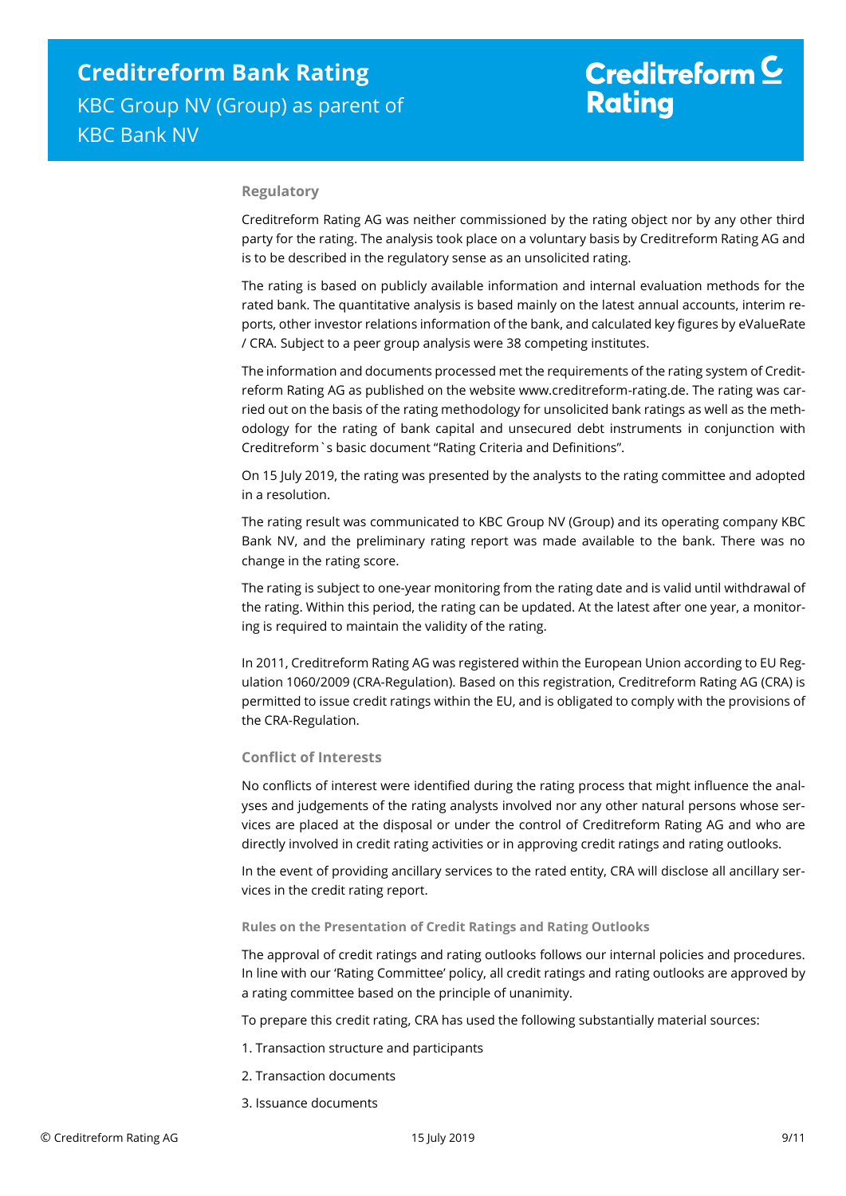## Regulatory

Creditreform Rating AG was neither commissioned by the rating object nor by any other third party for the rating. The analysis took place on a voluntary basis by Creditreform Rating AG and is to be described in the regulatory sense as an unsolicited rating.

The rating is based on publicly available information and internal evaluation methods for the rated bank. The quantitative analysis is based mainly on the latest annual accounts, interim reports, other investor relations information of the bank, and calculated key figures by eValueRate / CRA. Subject to a peer group analysis were 38 competing institutes.

The information and documents processed met the requirements of the rating system of Creditreform Rating AG as published on the website www.creditreform-rating.de. The rating was carried out on the basis of the rating methodology for unsolicited bank ratings as well as the methodology for the rating of bank capital and unsecured debt instruments in conjunction with Creditreform`s basic document "Rating Criteria and Definitions".

On 15 July 2019, the rating was presented by the analysts to the rating committee and adopted in a resolution.

The rating result was communicated to KBC Group NV (Group) and its operating company KBC Bank NV, and the preliminary rating report was made available to the bank. There was no change in the rating score.

The rating is subject to one-year monitoring from the rating date and is valid until withdrawal of the rating. Within this period, the rating can be updated. At the latest after one year, a monitoring is required to maintain the validity of the rating.

In 2011, Creditreform Rating AG was registered within the European Union according to EU Regulation 1060/2009 (CRA-Regulation). Based on this registration, Creditreform Rating AG (CRA) is permitted to issue credit ratings within the EU, and is obligated to comply with the provisions of the CRA-Regulation.

## Conflict of Interests

No conflicts of interest were identified during the rating process that might influence the analyses and judgements of the rating analysts involved nor any other natural persons whose services are placed at the disposal or under the control of Creditreform Rating AG and who are directly involved in credit rating activities or in approving credit ratings and rating outlooks.

In the event of providing ancillary services to the rated entity, CRA will disclose all ancillary services in the credit rating report.

### Rules on the Presentation of Credit Ratings and Rating Outlooks

The approval of credit ratings and rating outlooks follows our internal policies and procedures. In line with our 'Rating Committee' policy, all credit ratings and rating outlooks are approved by a rating committee based on the principle of unanimity.

To prepare this credit rating, CRA has used the following substantially material sources:

1. Transaction structure and participants
2. Transaction documents
3. Issuance documents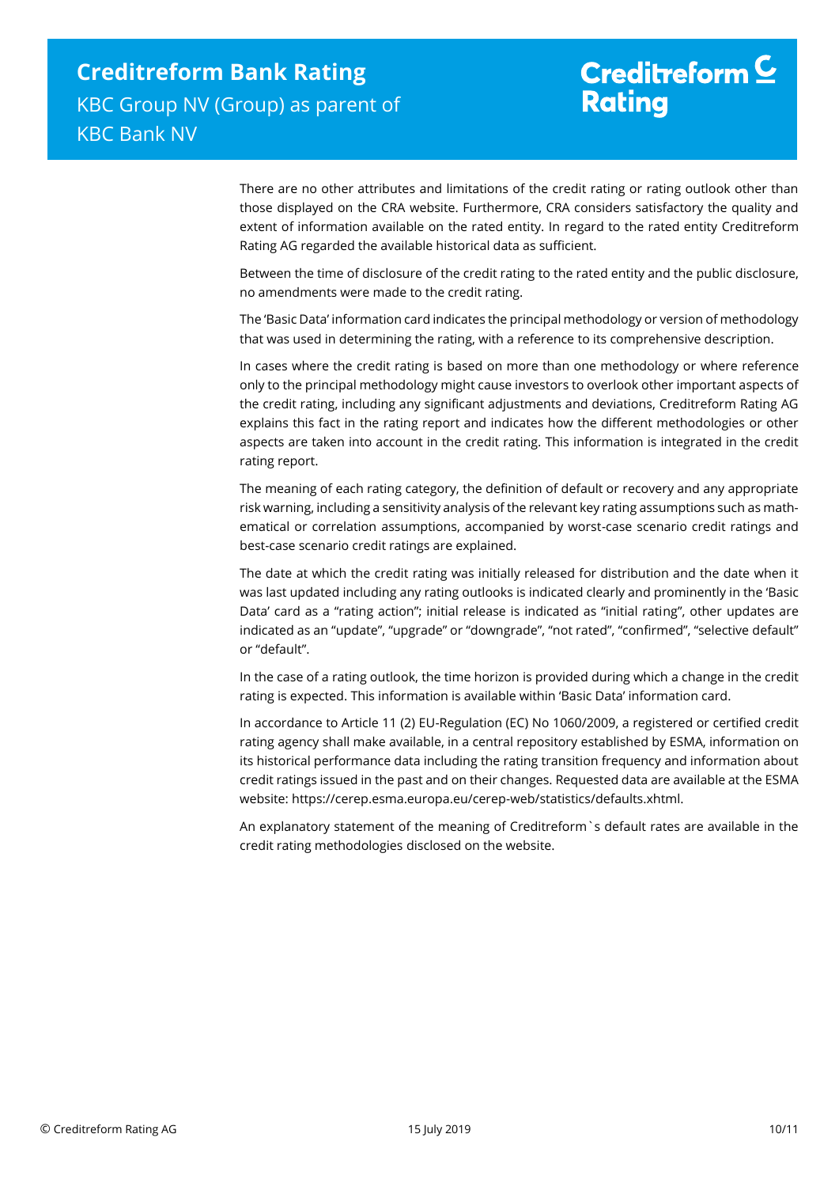There are no other attributes and limitations of the credit rating or rating outlook other than those displayed on the CRA website. Furthermore, CRA considers satisfactory the quality and extent of information available on the rated entity. In regard to the rated entity Creditreform Rating AG regarded the available historical data as sufficient.

Between the time of disclosure of the credit rating to the rated entity and the public disclosure, no amendments were made to the credit rating.

The 'Basic Data' information card indicates the principal methodology or version of methodology that was used in determining the rating, with a reference to its comprehensive description.

In cases where the credit rating is based on more than one methodology or where reference only to the principal methodology might cause investors to overlook other important aspects of the credit rating, including any significant adjustments and deviations, Creditreform Rating AG explains this fact in the rating report and indicates how the different methodologies or other aspects are taken into account in the credit rating. This information is integrated in the credit rating report.

The meaning of each rating category, the definition of default or recovery and any appropriate risk warning, including a sensitivity analysis of the relevant key rating assumptions such as mathematical or correlation assumptions, accompanied by worst-case scenario credit ratings and best-case scenario credit ratings are explained.

The date at which the credit rating was initially released for distribution and the date when it was last updated including any rating outlooks is indicated clearly and prominently in the 'Basic Data' card as a "rating action"; initial release is indicated as "initial rating", other updates are indicated as an "update", "upgrade" or "downgrade", "not rated", "confirmed", "selective default" or "default".

In the case of a rating outlook, the time horizon is provided during which a change in the credit rating is expected. This information is available within 'Basic Data' information card.

In accordance to Article 11 (2) EU-Regulation (EC) No 1060/2009, a registered or certified credit rating agency shall make available, in a central repository established by ESMA, information on its historical performance data including the rating transition frequency and information about credit ratings issued in the past and on their changes. Requested data are available at the ESMA website: https://cerep.esma.europa.eu/cerep-web/statistics/defaults.xhtml.

An explanatory statement of the meaning of Creditreform`s default rates are available in the credit rating methodologies disclosed on the website.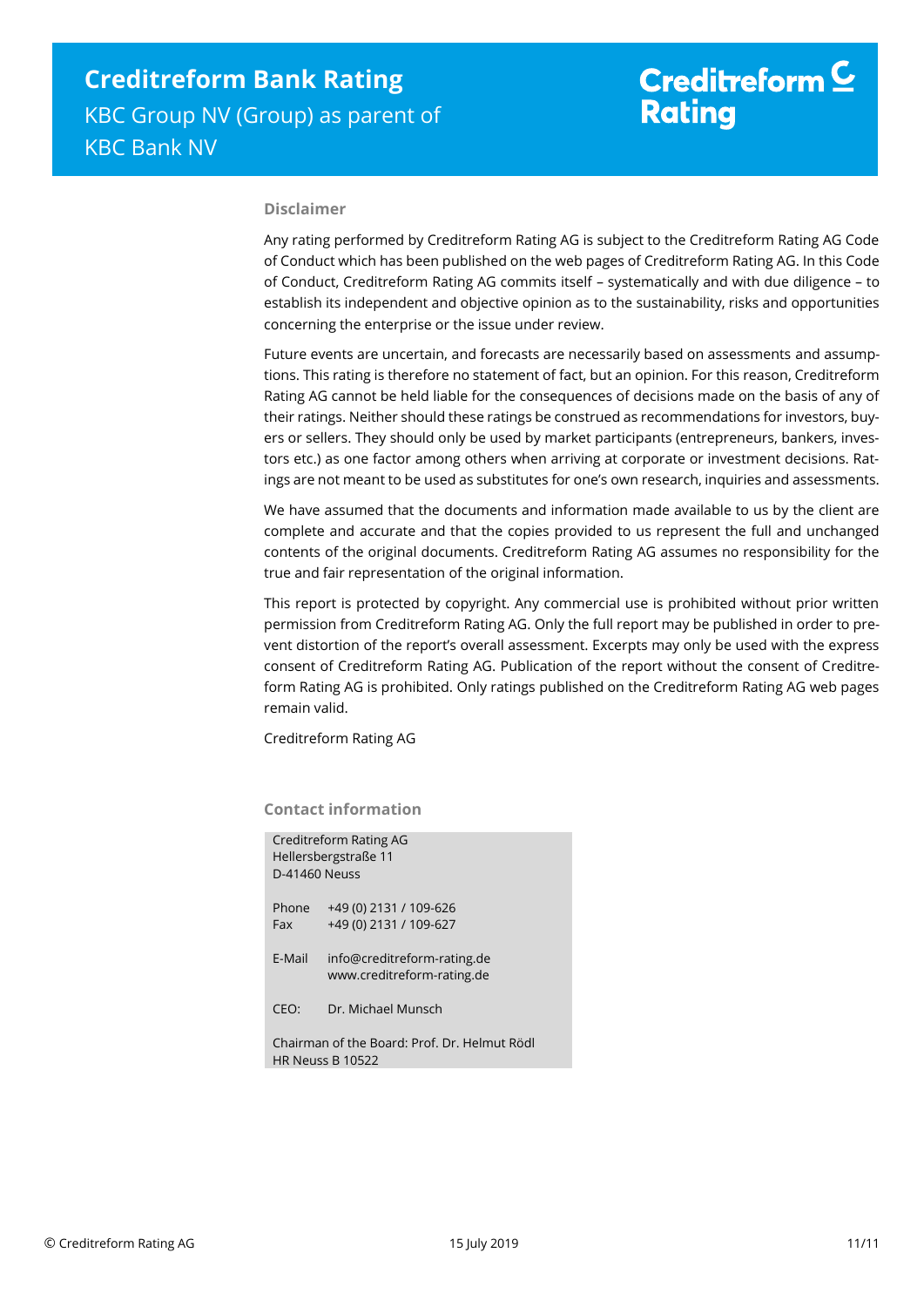## Disclaimer

Any rating performed by Creditreform Rating AG is subject to the Creditreform Rating AG Code of Conduct which has been published on the web pages of Creditreform Rating AG. In this Code of Conduct, Creditreform Rating AG commits itself – systematically and with due diligence – to establish its independent and objective opinion as to the sustainability, risks and opportunities concerning the enterprise or the issue under review.

Future events are uncertain, and forecasts are necessarily based on assessments and assumptions. This rating is therefore no statement of fact, but an opinion. For this reason, Creditreform Rating AG cannot be held liable for the consequences of decisions made on the basis of any of their ratings. Neither should these ratings be construed as recommendations for investors, buyers or sellers. They should only be used by market participants (entrepreneurs, bankers, investors etc.) as one factor among others when arriving at corporate or investment decisions. Ratings are not meant to be used as substitutes for one's own research, inquiries and assessments.

We have assumed that the documents and information made available to us by the client are complete and accurate and that the copies provided to us represent the full and unchanged contents of the original documents. Creditreform Rating AG assumes no responsibility for the true and fair representation of the original information.

This report is protected by copyright. Any commercial use is prohibited without prior written permission from Creditreform Rating AG. Only the full report may be published in order to prevent distortion of the report's overall assessment. Excerpts may only be used with the express consent of Creditreform Rating AG. Publication of the report without the consent of Creditreform Rating AG is prohibited. Only ratings published on the Creditreform Rating AG web pages remain valid.

Creditreform Rating AG

## Contact information

Creditreform Rating AG
Hellersbergstraße 11
D-41460 Neuss

Phone +49 (0) 2131 / 109-626
Fax +49 (0) 2131 / 109-627

E-Mail info@creditreform-rating.de
www.creditreform-rating.de

CEO: Dr. Michael Munsch

Chairman of the Board: Prof. Dr. Helmut Rödl
HR Neuss B 10522